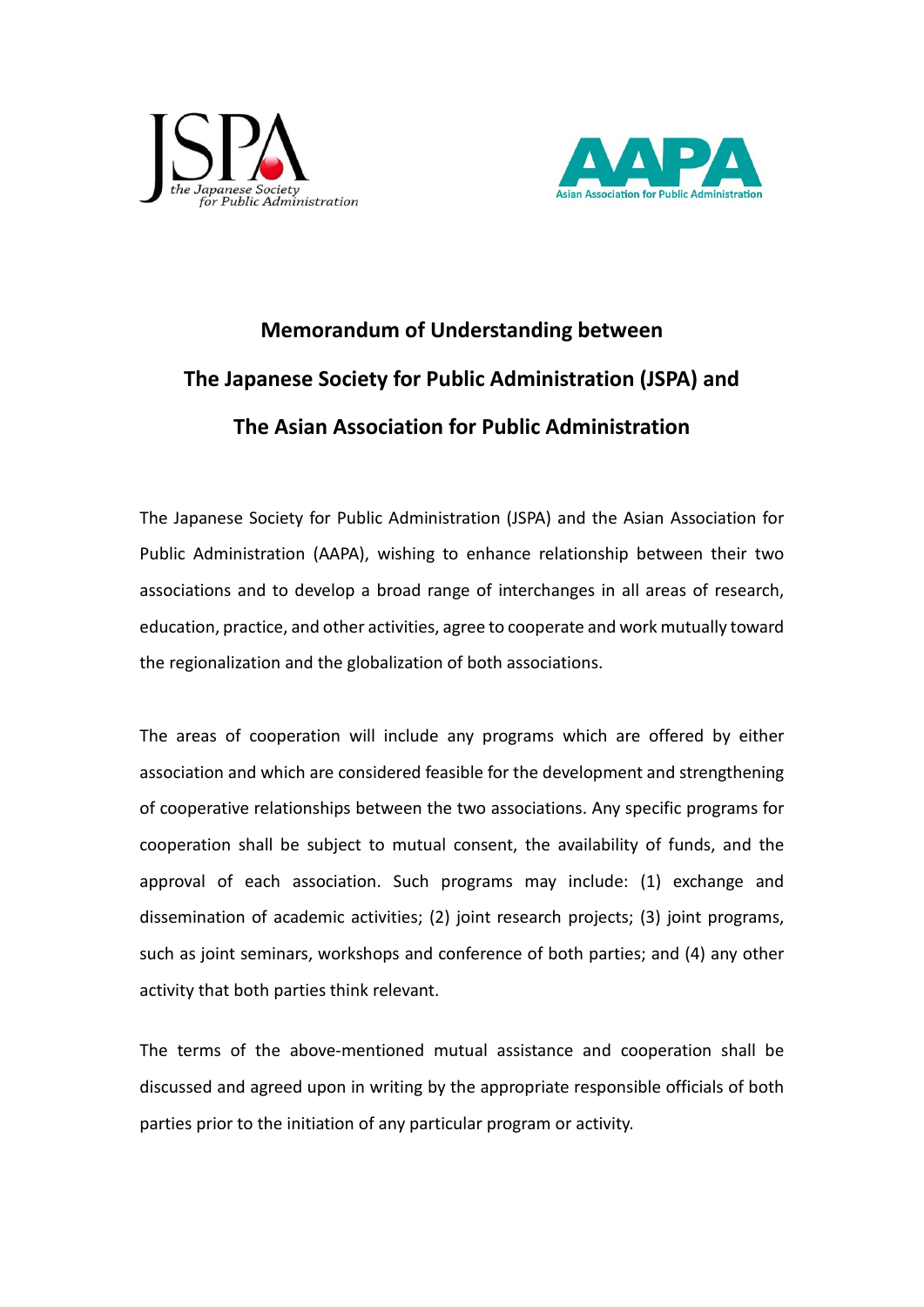JSPA
the Japanese Society for Public Administration

AAPA
Asian Association for Public Administration

# Memorandum of Understanding between The Japanese Society for Public Administration (JSPA) and The Asian Association for Public Administration

The Japanese Society for Public Administration (JSPA) and the Asian Association for Public Administration (AAPA), wishing to enhance relationship between their two associations and to develop a broad range of interchanges in all areas of research, education, practice, and other activities, agree to cooperate and work mutually toward the regionalization and the globalization of both associations.

The areas of cooperation will include any programs which are offered by either association and which are considered feasible for the development and strengthening of cooperative relationships between the two associations. Any specific programs for cooperation shall be subject to mutual consent, the availability of funds, and the approval of each association. Such programs may include: (1) exchange and dissemination of academic activities; (2) joint research projects; (3) joint programs, such as joint seminars, workshops and conference of both parties; and (4) any other activity that both parties think relevant.

The terms of the above-mentioned mutual assistance and cooperation shall be discussed and agreed upon in writing by the appropriate responsible officials of both parties prior to the initiation of any particular program or activity.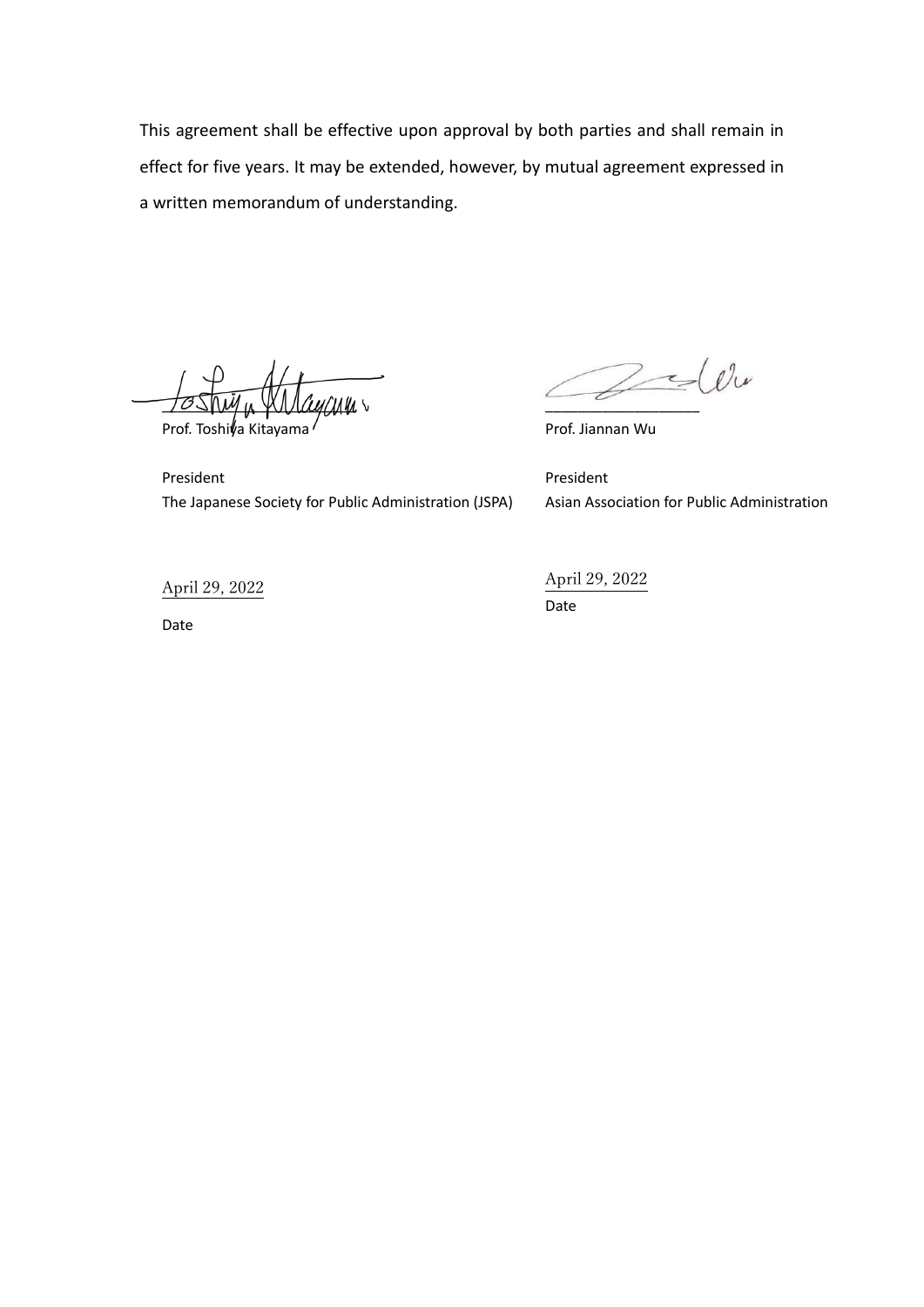This agreement shall be effective upon approval by both parties and shall remain in effect for five years. It may be extended, however, by mutual agreement expressed in a written memorandum of understanding.

Prof. Toshiya Kitayama

President

The Japanese Society for Public Administration (JSPA)

April 29, 2022

Date

Prof. Jiannan Wu

President

Asian Association for Public Administration

April 29, 2022

Date